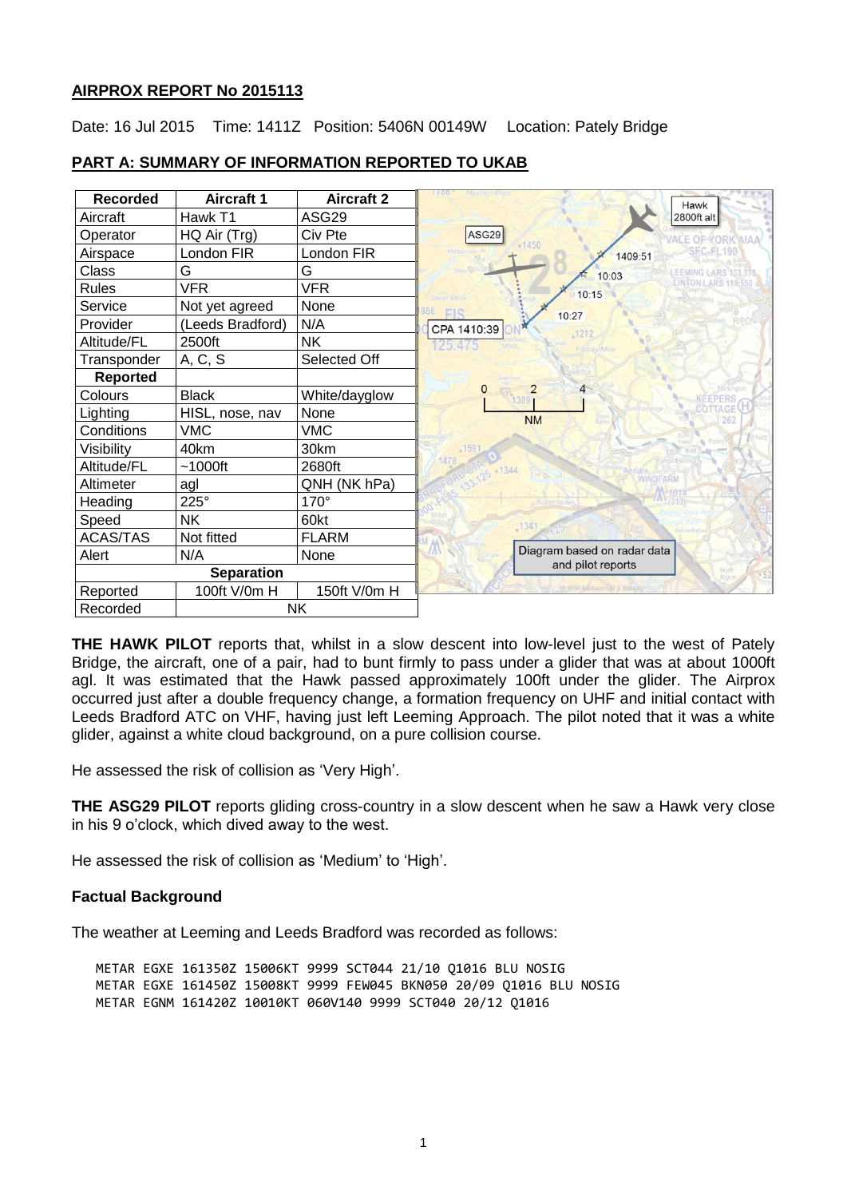## AIRPROX REPORT No 2015113

Date: 16 Jul 2015 Time: 1411Z Position: 5406N 00149W Location: Pately Bridge

## PART A: SUMMARY OF INFORMATION REPORTED TO UKAB

| Recorded | Aircraft 1 | Aircraft 2 |
|---|---|---|
| Aircraft | Hawk T1 | ASG29 |
| Operator | HQ Air (Trg) | Civ Pte |
| Airspace | London FIR | London FIR |
| Class | G | G |
| Rules | VFR | VFR |
| Service | Not yet agreed | None |
| Provider | (Leeds Bradford) | N/A |
| Altitude/FL | 2500ft | NK |
| Transponder | A, C, S | Selected Off |
| **Reported** | | |
| Colours | Black | White/dayglow |
| Lighting | HISL, nose, nav | None |
| Conditions | VMC | VMC |
| Visibility | 40km | 30km |
| Altitude/FL | ~1000ft | 2680ft |
| Altimeter | agl | QNH (NK hPa) |
| Heading | 225° | 170° |
| Speed | NK | 60kt |
| ACAS/TAS | Not fitted | FLARM |
| Alert | N/A | None |
| **Separation** | | |
| Reported | 100ft V/0m H | 150ft V/0m H |
| Recorded | NK | |

Diagram based on radar data and pilot reports

**THE HAWK PILOT** reports that, whilst in a slow descent into low-level just to the west of Pately Bridge, the aircraft, one of a pair, had to bunt firmly to pass under a glider that was at about 1000ft agl. It was estimated that the Hawk passed approximately 100ft under the glider. The Airprox occurred just after a double frequency change, a formation frequency on UHF and initial contact with Leeds Bradford ATC on VHF, having just left Leeming Approach. The pilot noted that it was a white glider, against a white cloud background, on a pure collision course.

He assessed the risk of collision as 'Very High'.

**THE ASG29 PILOT** reports gliding cross-country in a slow descent when he saw a Hawk very close in his 9 o'clock, which dived away to the west.

He assessed the risk of collision as 'Medium' to 'High'.

### Factual Background

The weather at Leeming and Leeds Bradford was recorded as follows:

```
METAR EGXE 161350Z 15006KT 9999 SCT044 21/10 Q1016 BLU NOSIG
METAR EGXE 161450Z 15008KT 9999 FEW045 BKN050 20/09 Q1016 BLU NOSIG
METAR EGNM 161420Z 10010KT 060V140 9999 SCT040 20/12 Q1016
```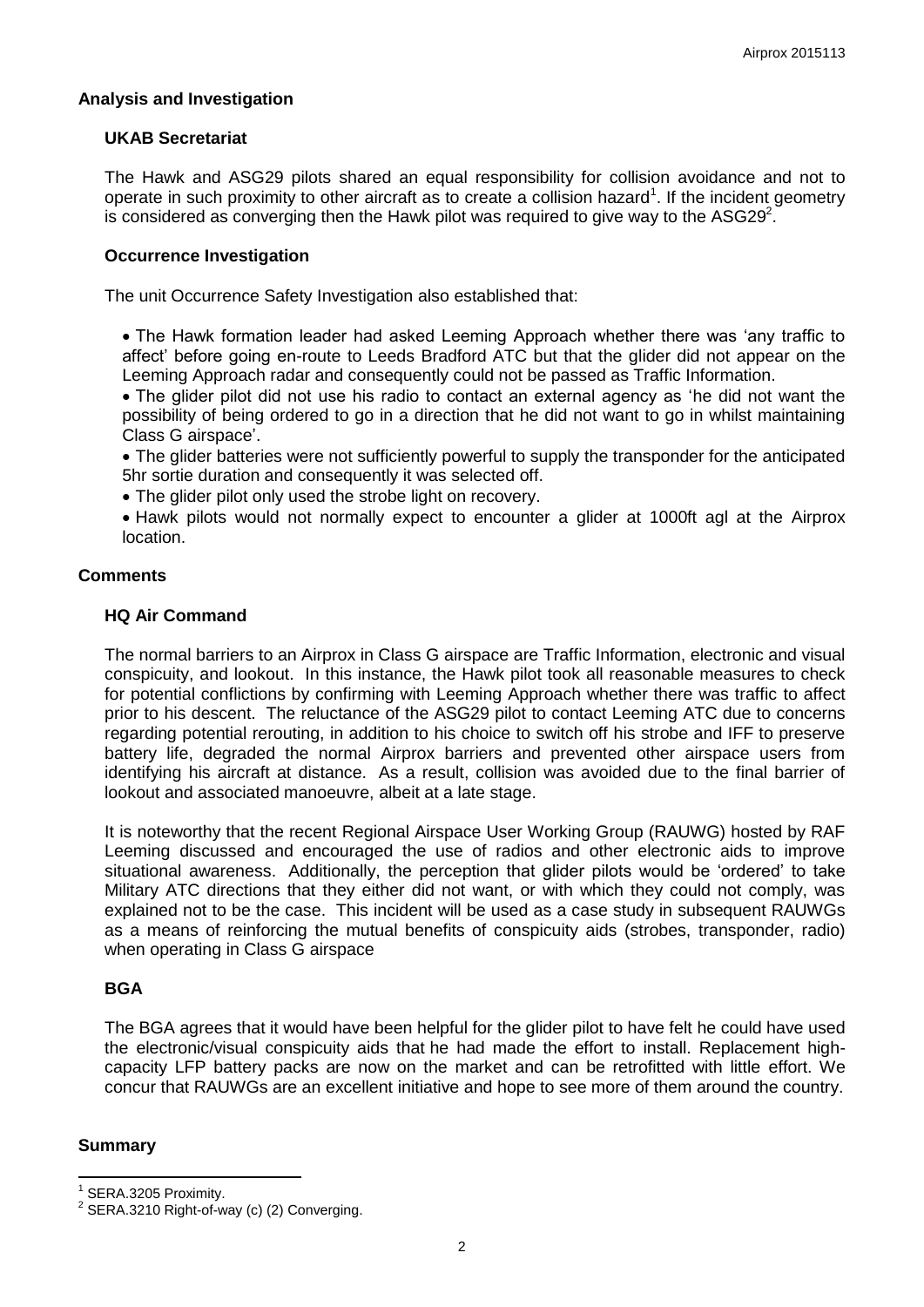## Analysis and Investigation

### UKAB Secretariat

The Hawk and ASG29 pilots shared an equal responsibility for collision avoidance and not to operate in such proximity to other aircraft as to create a collision hazard[1]. If the incident geometry is considered as converging then the Hawk pilot was required to give way to the ASG29[2].

### Occurrence Investigation

The unit Occurrence Safety Investigation also established that:

- The Hawk formation leader had asked Leeming Approach whether there was 'any traffic to affect' before going en-route to Leeds Bradford ATC but that the glider did not appear on the Leeming Approach radar and consequently could not be passed as Traffic Information.
- The glider pilot did not use his radio to contact an external agency as 'he did not want the possibility of being ordered to go in a direction that he did not want to go in whilst maintaining Class G airspace'.
- The glider batteries were not sufficiently powerful to supply the transponder for the anticipated 5hr sortie duration and consequently it was selected off.
- The glider pilot only used the strobe light on recovery.
- Hawk pilots would not normally expect to encounter a glider at 1000ft agl at the Airprox location.

## Comments

### HQ Air Command

The normal barriers to an Airprox in Class G airspace are Traffic Information, electronic and visual conspicuity, and lookout. In this instance, the Hawk pilot took all reasonable measures to check for potential conflictions by confirming with Leeming Approach whether there was traffic to affect prior to his descent. The reluctance of the ASG29 pilot to contact Leeming ATC due to concerns regarding potential rerouting, in addition to his choice to switch off his strobe and IFF to preserve battery life, degraded the normal Airprox barriers and prevented other airspace users from identifying his aircraft at distance. As a result, collision was avoided due to the final barrier of lookout and associated manoeuvre, albeit at a late stage.

It is noteworthy that the recent Regional Airspace User Working Group (RAUWG) hosted by RAF Leeming discussed and encouraged the use of radios and other electronic aids to improve situational awareness. Additionally, the perception that glider pilots would be 'ordered' to take Military ATC directions that they either did not want, or with which they could not comply, was explained not to be the case. This incident will be used as a case study in subsequent RAUWGs as a means of reinforcing the mutual benefits of conspicuity aids (strobes, transponder, radio) when operating in Class G airspace

### BGA

The BGA agrees that it would have been helpful for the glider pilot to have felt he could have used the electronic/visual conspicuity aids that he had made the effort to install. Replacement high-capacity LFP battery packs are now on the market and can be retrofitted with little effort. We concur that RAUWGs are an excellent initiative and hope to see more of them around the country.

## Summary

---

[1] SERA.3205 Proximity.

[2] SERA.3210 Right-of-way (c) (2) Converging.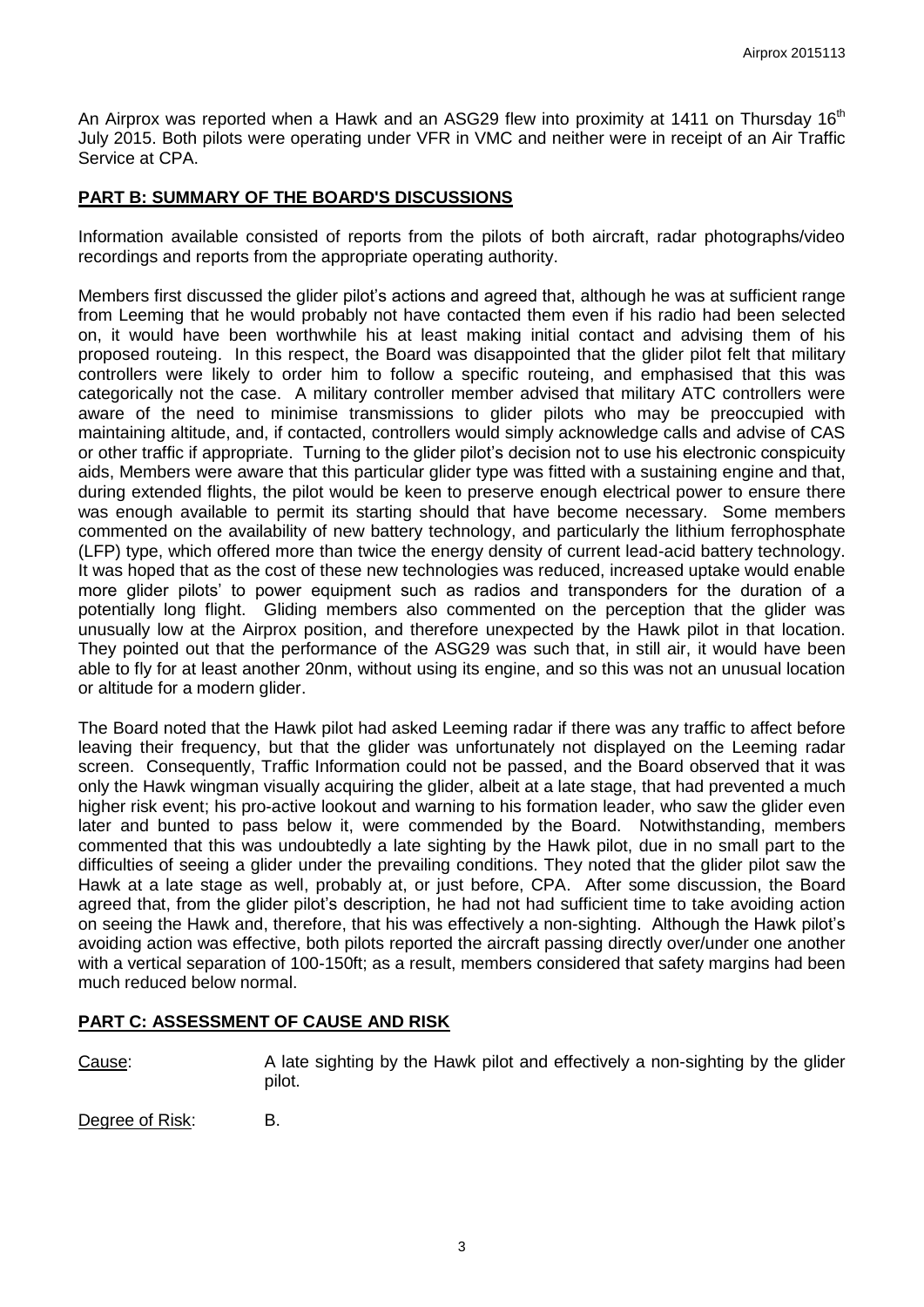An Airprox was reported when a Hawk and an ASG29 flew into proximity at 1411 on Thursday 16th July 2015. Both pilots were operating under VFR in VMC and neither were in receipt of an Air Traffic Service at CPA.

## PART B: SUMMARY OF THE BOARD'S DISCUSSIONS

Information available consisted of reports from the pilots of both aircraft, radar photographs/video recordings and reports from the appropriate operating authority.

Members first discussed the glider pilot's actions and agreed that, although he was at sufficient range from Leeming that he would probably not have contacted them even if his radio had been selected on, it would have been worthwhile his at least making initial contact and advising them of his proposed routeing. In this respect, the Board was disappointed that the glider pilot felt that military controllers were likely to order him to follow a specific routeing, and emphasised that this was categorically not the case. A military controller member advised that military ATC controllers were aware of the need to minimise transmissions to glider pilots who may be preoccupied with maintaining altitude, and, if contacted, controllers would simply acknowledge calls and advise of CAS or other traffic if appropriate. Turning to the glider pilot's decision not to use his electronic conspicuity aids, Members were aware that this particular glider type was fitted with a sustaining engine and that, during extended flights, the pilot would be keen to preserve enough electrical power to ensure there was enough available to permit its starting should that have become necessary. Some members commented on the availability of new battery technology, and particularly the lithium ferrophosphate (LFP) type, which offered more than twice the energy density of current lead-acid battery technology. It was hoped that as the cost of these new technologies was reduced, increased uptake would enable more glider pilots' to power equipment such as radios and transponders for the duration of a potentially long flight. Gliding members also commented on the perception that the glider was unusually low at the Airprox position, and therefore unexpected by the Hawk pilot in that location. They pointed out that the performance of the ASG29 was such that, in still air, it would have been able to fly for at least another 20nm, without using its engine, and so this was not an unusual location or altitude for a modern glider.

The Board noted that the Hawk pilot had asked Leeming radar if there was any traffic to affect before leaving their frequency, but that the glider was unfortunately not displayed on the Leeming radar screen. Consequently, Traffic Information could not be passed, and the Board observed that it was only the Hawk wingman visually acquiring the glider, albeit at a late stage, that had prevented a much higher risk event; his pro-active lookout and warning to his formation leader, who saw the glider even later and bunted to pass below it, were commended by the Board. Notwithstanding, members commented that this was undoubtedly a late sighting by the Hawk pilot, due in no small part to the difficulties of seeing a glider under the prevailing conditions. They noted that the glider pilot saw the Hawk at a late stage as well, probably at, or just before, CPA. After some discussion, the Board agreed that, from the glider pilot's description, he had not had sufficient time to take avoiding action on seeing the Hawk and, therefore, that his was effectively a non-sighting. Although the Hawk pilot's avoiding action was effective, both pilots reported the aircraft passing directly over/under one another with a vertical separation of 100-150ft; as a result, members considered that safety margins had been much reduced below normal.

## PART C: ASSESSMENT OF CAUSE AND RISK

Cause: A late sighting by the Hawk pilot and effectively a non-sighting by the glider pilot.

Degree of Risk: B.